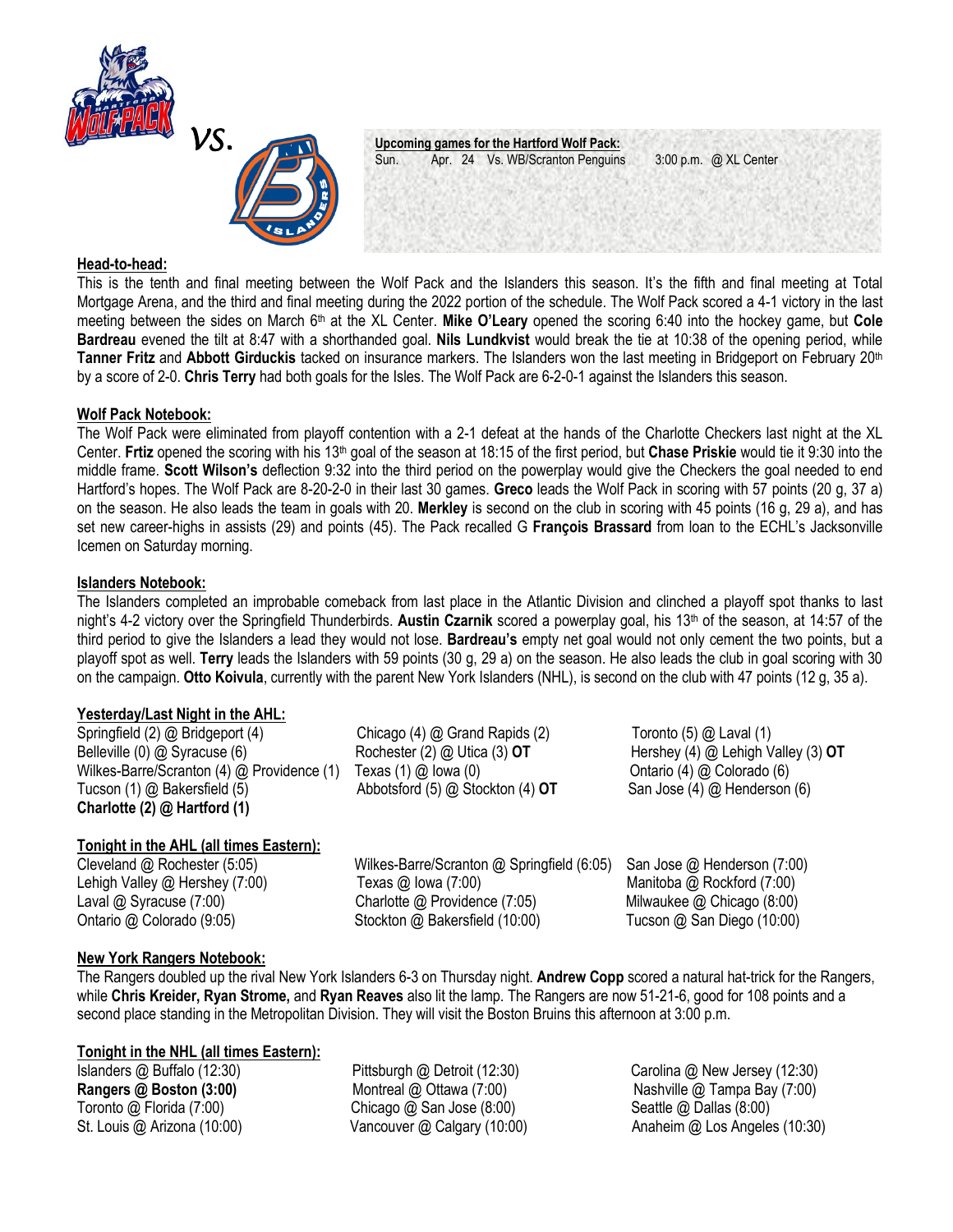vs.

**Upcoming games for the Hartford Wolf Pack:**

Sun. Apr. 24 Vs. WB/Scranton Penguins 3:00 p.m. @ XL Center

**Head-to-head:**

This is the tenth and final meeting between the Wolf Pack and the Islanders this season. It's the fifth and final meeting at Total Mortgage Arena, and the third and final meeting during the 2022 portion of the schedule. The Wolf Pack scored a 4-1 victory in the last meeting between the sides on March 6th at the XL Center. **Mike O'Leary** opened the scoring 6:40 into the hockey game, but **Cole Bardreau** evened the tilt at 8:47 with a shorthanded goal. **Nils Lundkvist** would break the tie at 10:38 of the opening period, while **Tanner Fritz** and **Abbott Girduckis** tacked on insurance markers. The Islanders won the last meeting in Bridgeport on February 20th by a score of 2-0. **Chris Terry** had both goals for the Isles. The Wolf Pack are 6-2-0-1 against the Islanders this season.

**Wolf Pack Notebook:**

The Wolf Pack were eliminated from playoff contention with a 2-1 defeat at the hands of the Charlotte Checkers last night at the XL Center. **Frtiz** opened the scoring with his 13th goal of the season at 18:15 of the first period, but **Chase Priskie** would tie it 9:30 into the middle frame. **Scott Wilson's** deflection 9:32 into the third period on the powerplay would give the Checkers the goal needed to end Hartford's hopes. The Wolf Pack are 8-20-2-0 in their last 30 games. **Greco** leads the Wolf Pack in scoring with 57 points (20 g, 37 a) on the season. He also leads the team in goals with 20. **Merkley** is second on the club in scoring with 45 points (16 g, 29 a), and has set new career-highs in assists (29) and points (45). The Pack recalled G **François Brassard** from loan to the ECHL's Jacksonville Icemen on Saturday morning.

**Islanders Notebook:**

The Islanders completed an improbable comeback from last place in the Atlantic Division and clinched a playoff spot thanks to last night's 4-2 victory over the Springfield Thunderbirds. **Austin Czarnik** scored a powerplay goal, his 13th of the season, at 14:57 of the third period to give the Islanders a lead they would not lose. **Bardreau's** empty net goal would not only cement the two points, but a playoff spot as well. **Terry** leads the Islanders with 59 points (30 g, 29 a) on the season. He also leads the club in goal scoring with 30 on the campaign. **Otto Koivula**, currently with the parent New York Islanders (NHL), is second on the club with 47 points (12 g, 35 a).

**Yesterday/Last Night in the AHL:**

Springfield (2) @ Bridgeport (4)
Belleville (0) @ Syracuse (6)
Wilkes-Barre/Scranton (4) @ Providence (1)
Tucson (1) @ Bakersfield (5)
**Charlotte (2) @ Hartford (1)**
Chicago (4) @ Grand Rapids (2)
Rochester (2) @ Utica (3) **OT**
Texas (1) @ Iowa (0)
Abbotsford (5) @ Stockton (4) **OT**
Toronto (5) @ Laval (1)
Hershey (4) @ Lehigh Valley (3) **OT**
Ontario (4) @ Colorado (6)
San Jose (4) @ Henderson (6)

**Tonight in the AHL (all times Eastern):**

Cleveland @ Rochester (5:05)
Lehigh Valley @ Hershey (7:00)
Laval @ Syracuse (7:00)
Ontario @ Colorado (9:05)
Wilkes-Barre/Scranton @ Springfield (6:05)
Texas @ Iowa (7:00)
Charlotte @ Providence (7:05)
Stockton @ Bakersfield (10:00)
San Jose @ Henderson (7:00)
Manitoba @ Rockford (7:00)
Milwaukee @ Chicago (8:00)
Tucson @ San Diego (10:00)

**New York Rangers Notebook:**

The Rangers doubled up the rival New York Islanders 6-3 on Thursday night. **Andrew Copp** scored a natural hat-trick for the Rangers, while **Chris Kreider, Ryan Strome,** and **Ryan Reaves** also lit the lamp. The Rangers are now 51-21-6, good for 108 points and a second place standing in the Metropolitan Division. They will visit the Boston Bruins this afternoon at 3:00 p.m.

**Tonight in the NHL (all times Eastern):**

Islanders @ Buffalo (12:30)
**Rangers @ Boston (3:00)**
Toronto @ Florida (7:00)
St. Louis @ Arizona (10:00)
Pittsburgh @ Detroit (12:30)
Montreal @ Ottawa (7:00)
Chicago @ San Jose (8:00)
Vancouver @ Calgary (10:00)
Carolina @ New Jersey (12:30)
Nashville @ Tampa Bay (7:00)
Seattle @ Dallas (8:00)
Anaheim @ Los Angeles (10:30)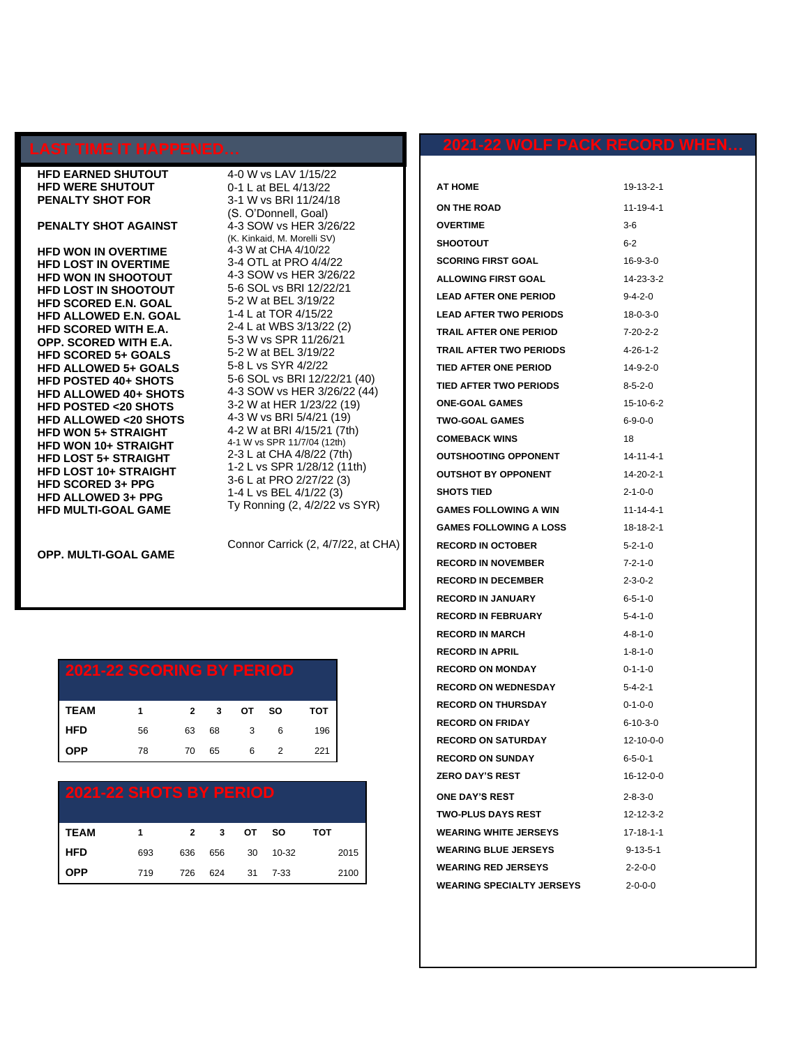## LAST TIME IT HAPPENED…

| | |
|---|---|
| **HFD EARNED SHUTOUT** | 4-0 W vs LAV 1/15/22 |
| **HFD WERE SHUTOUT** | 0-1 L at BEL 4/13/22 |
| **PENALTY SHOT FOR** | 3-1 W vs BRI 11/24/18 (S. O'Donnell, Goal) |
| **PENALTY SHOT AGAINST** | 4-3 SOW vs HER 3/26/22 (K. Kinkaid, M. Morelli SV) |
| **HFD WON IN OVERTIME** | 4-3 W at CHA 4/10/22 |
| **HFD LOST IN OVERTIME** | 3-4 OTL at PRO 4/4/22 |
| **HFD WON IN SHOOTOUT** | 4-3 SOW vs HER 3/26/22 |
| **HFD LOST IN SHOOTOUT** | 5-6 SOL vs BRI 12/22/21 |
| **HFD SCORED E.N. GOAL** | 5-2 W at BEL 3/19/22 |
| **HFD ALLOWED E.N. GOAL** | 1-4 L at TOR 4/15/22 |
| **HFD SCORED WITH E.A.** | 2-4 L at WBS 3/13/22 (2) |
| **OPP. SCORED WITH E.A.** | 5-3 W vs SPR 11/26/21 |
| **HFD SCORED 5+ GOALS** | 5-2 W at BEL 3/19/22 |
| **HFD ALLOWED 5+ GOALS** | 5-8 L vs SYR 4/2/22 |
| **HFD POSTED 40+ SHOTS** | 5-6 SOL vs BRI 12/22/21 (40) |
| **HFD ALLOWED 40+ SHOTS** | 4-3 SOW vs HER 3/26/22 (44) |
| **HFD POSTED <20 SHOTS** | 3-2 W at HER 1/23/22 (19) |
| **HFD ALLOWED <20 SHOTS** | 4-3 W vs BRI 5/4/21 (19) |
| **HFD WON 5+ STRAIGHT** | 4-2 W at BRI 4/15/21 (7th) |
| **HFD WON 10+ STRAIGHT** | 4-1 W vs SPR 11/7/04 (12th) |
| **HFD LOST 5+ STRAIGHT** | 2-3 L at CHA 4/8/22 (7th) |
| **HFD LOST 10+ STRAIGHT** | 1-2 L vs SPR 1/28/12 (11th) |
| **HFD SCORED 3+ PPG** | 3-6 L at PRO 2/27/22 (3) |
| **HFD ALLOWED 3+ PPG** | 1-4 L vs BEL 4/1/22 (3) |
| **HFD MULTI-GOAL GAME** | Ty Ronning (2, 4/2/22 vs SYR) |
| **OPP. MULTI-GOAL GAME** | Connor Carrick (2, 4/7/22, at CHA) |

## 2021-22 SCORING BY PERIOD

| TEAM | 1 | 2 | 3 | OT | SO | TOT |
|---|---|---|---|---|---|---|
| HFD | 56 | 63 | 68 | 3 | 6 | 196 |
| OPP | 78 | 70 | 65 | 6 | 2 | 221 |

## 2021-22 SHOTS BY PERIOD

| TEAM | 1 | 2 | 3 | OT | SO | TOT |
|---|---|---|---|---|---|---|
| HFD | 693 | 636 | 656 | 30 | 10-32 | 2015 |
| OPP | 719 | 726 | 624 | 31 | 7-33 | 2100 |

## 2021-22 WOLF PACK RECORD WHEN…

| | |
|---|---|
| **AT HOME** | 19-13-2-1 |
| **ON THE ROAD** | 11-19-4-1 |
| **OVERTIME** | 3-6 |
| **SHOOTOUT** | 6-2 |
| **SCORING FIRST GOAL** | 16-9-3-0 |
| **ALLOWING FIRST GOAL** | 14-23-3-2 |
| **LEAD AFTER ONE PERIOD** | 9-4-2-0 |
| **LEAD AFTER TWO PERIODS** | 18-0-3-0 |
| **TRAIL AFTER ONE PERIOD** | 7-20-2-2 |
| **TRAIL AFTER TWO PERIODS** | 4-26-1-2 |
| **TIED AFTER ONE PERIOD** | 14-9-2-0 |
| **TIED AFTER TWO PERIODS** | 8-5-2-0 |
| **ONE-GOAL GAMES** | 15-10-6-2 |
| **TWO-GOAL GAMES** | 6-9-0-0 |
| **COMEBACK WINS** | 18 |
| **OUTSHOOTING OPPONENT** | 14-11-4-1 |
| **OUTSHOT BY OPPONENT** | 14-20-2-1 |
| **SHOTS TIED** | 2-1-0-0 |
| **GAMES FOLLOWING A WIN** | 11-14-4-1 |
| **GAMES FOLLOWING A LOSS** | 18-18-2-1 |
| **RECORD IN OCTOBER** | 5-2-1-0 |
| **RECORD IN NOVEMBER** | 7-2-1-0 |
| **RECORD IN DECEMBER** | 2-3-0-2 |
| **RECORD IN JANUARY** | 6-5-1-0 |
| **RECORD IN FEBRUARY** | 5-4-1-0 |
| **RECORD IN MARCH** | 4-8-1-0 |
| **RECORD IN APRIL** | 1-8-1-0 |
| **RECORD ON MONDAY** | 0-1-1-0 |
| **RECORD ON WEDNESDAY** | 5-4-2-1 |
| **RECORD ON THURSDAY** | 0-1-0-0 |
| **RECORD ON FRIDAY** | 6-10-3-0 |
| **RECORD ON SATURDAY** | 12-10-0-0 |
| **RECORD ON SUNDAY** | 6-5-0-1 |
| **ZERO DAY'S REST** | 16-12-0-0 |
| **ONE DAY'S REST** | 2-8-3-0 |
| **TWO-PLUS DAYS REST** | 12-12-3-2 |
| **WEARING WHITE JERSEYS** | 17-18-1-1 |
| **WEARING BLUE JERSEYS** | 9-13-5-1 |
| **WEARING RED JERSEYS** | 2-2-0-0 |
| **WEARING SPECIALTY JERSEYS** | 2-0-0-0 |